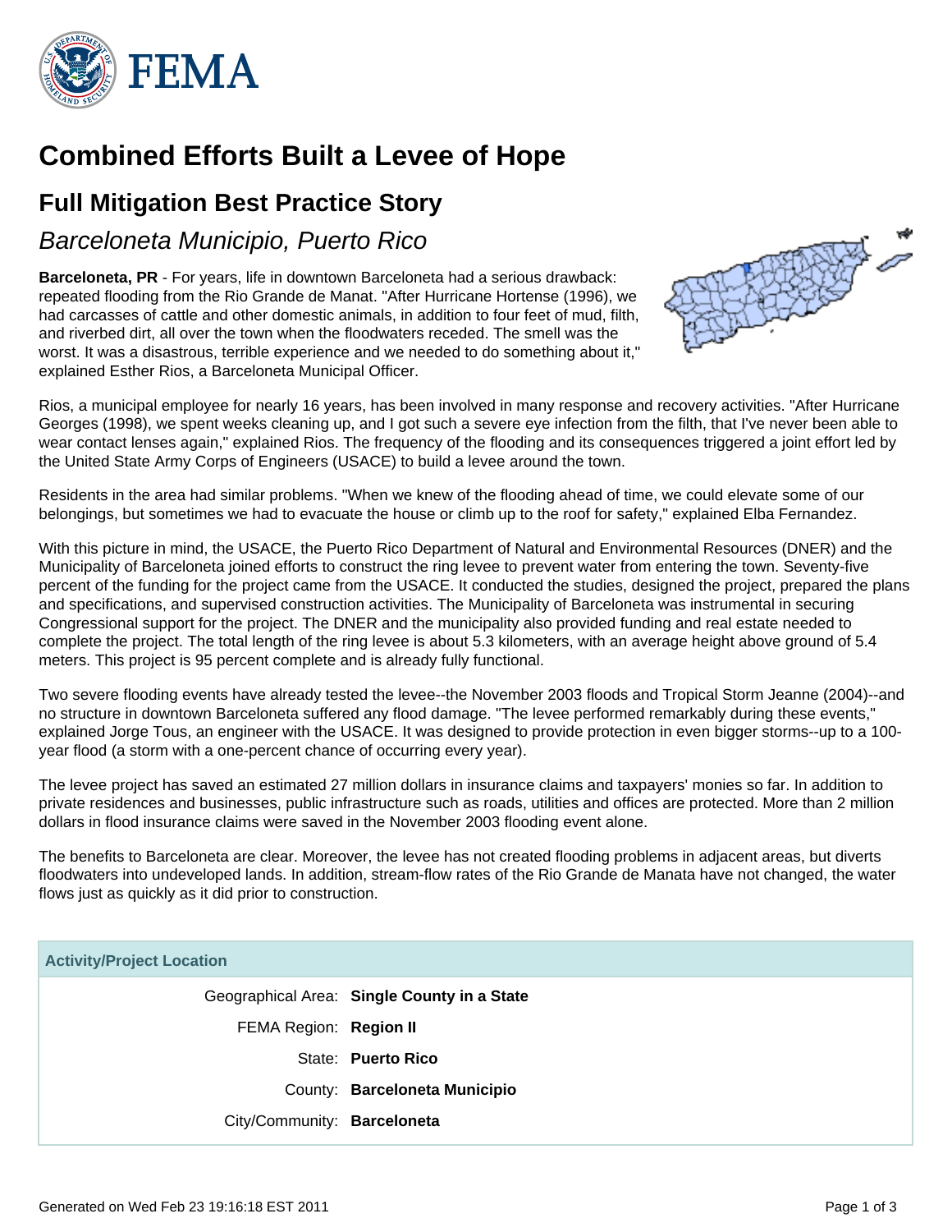# Combined Efforts Built a Levee of Hope

## Full Mitigation Best Practice Story

### *Barceloneta Municipio, Puerto Rico*

**Barceloneta, PR** - For years, life in downtown Barceloneta had a serious drawback: repeated flooding from the Rio Grande de Manat. "After Hurricane Hortense (1996), we had carcasses of cattle and other domestic animals, in addition to four feet of mud, filth, and riverbed dirt, all over the town when the floodwaters receded. The smell was the worst. It was a disastrous, terrible experience and we needed to do something about it," explained Esther Rios, a Barceloneta Municipal Officer.

Rios, a municipal employee for nearly 16 years, has been involved in many response and recovery activities. "After Hurricane Georges (1998), we spent weeks cleaning up, and I got such a severe eye infection from the filth, that I've never been able to wear contact lenses again," explained Rios. The frequency of the flooding and its consequences triggered a joint effort led by the United State Army Corps of Engineers (USACE) to build a levee around the town.

Residents in the area had similar problems. "When we knew of the flooding ahead of time, we could elevate some of our belongings, but sometimes we had to evacuate the house or climb up to the roof for safety," explained Elba Fernandez.

With this picture in mind, the USACE, the Puerto Rico Department of Natural and Environmental Resources (DNER) and the Municipality of Barceloneta joined efforts to construct the ring levee to prevent water from entering the town. Seventy-five percent of the funding for the project came from the USACE. It conducted the studies, designed the project, prepared the plans and specifications, and supervised construction activities. The Municipality of Barceloneta was instrumental in securing Congressional support for the project. The DNER and the municipality also provided funding and real estate needed to complete the project. The total length of the ring levee is about 5.3 kilometers, with an average height above ground of 5.4 meters. This project is 95 percent complete and is already fully functional.

Two severe flooding events have already tested the levee--the November 2003 floods and Tropical Storm Jeanne (2004)--and no structure in downtown Barceloneta suffered any flood damage. "The levee performed remarkably during these events," explained Jorge Tous, an engineer with the USACE. It was designed to provide protection in even bigger storms--up to a 100-year flood (a storm with a one-percent chance of occurring every year).

The levee project has saved an estimated 27 million dollars in insurance claims and taxpayers' monies so far. In addition to private residences and businesses, public infrastructure such as roads, utilities and offices are protected. More than 2 million dollars in flood insurance claims were saved in the November 2003 flooding event alone.

The benefits to Barceloneta are clear. Moreover, the levee has not created flooding problems in adjacent areas, but diverts floodwaters into undeveloped lands. In addition, stream-flow rates of the Rio Grande de Manata have not changed, the water flows just as quickly as it did prior to construction.

| Activity/Project Location | |
|---|---|
| Geographical Area: | **Single County in a State** |
| FEMA Region: | **Region II** |
| State: | **Puerto Rico** |
| County: | **Barceloneta Municipio** |
| City/Community: | **Barceloneta** |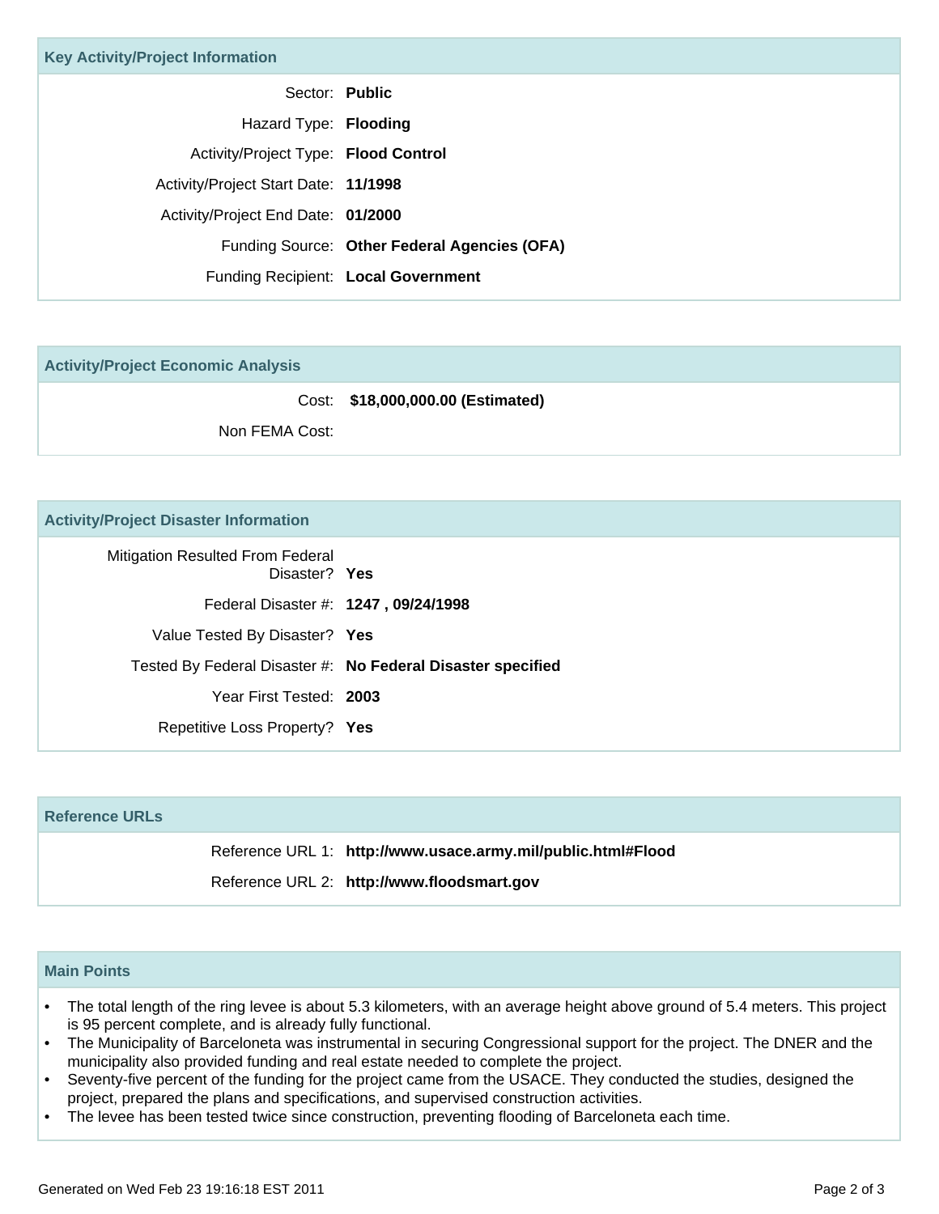## Key Activity/Project Information

| | |
|---|---|
| Sector: | **Public** |
| Hazard Type: | **Flooding** |
| Activity/Project Type: | **Flood Control** |
| Activity/Project Start Date: | **11/1998** |
| Activity/Project End Date: | **01/2000** |
| Funding Source: | **Other Federal Agencies (OFA)** |
| Funding Recipient: | **Local Government** |

## Activity/Project Economic Analysis

| | |
|---|---|
| Cost: | **$18,000,000.00 (Estimated)** |
| Non FEMA Cost: | |

## Activity/Project Disaster Information

| | |
|---|---|
| Mitigation Resulted From Federal Disaster? | **Yes** |
| Federal Disaster #: | **1247 , 09/24/1998** |
| Value Tested By Disaster? | **Yes** |
| Tested By Federal Disaster #: | **No Federal Disaster specified** |
| Year First Tested: | **2003** |
| Repetitive Loss Property? | **Yes** |

## Reference URLs

| | |
|---|---|
| Reference URL 1: | **http://www.usace.army.mil/public.html#Flood** |
| Reference URL 2: | **http://www.floodsmart.gov** |

## Main Points

- The total length of the ring levee is about 5.3 kilometers, with an average height above ground of 5.4 meters. This project is 95 percent complete, and is already fully functional.
- The Municipality of Barceloneta was instrumental in securing Congressional support for the project. The DNER and the municipality also provided funding and real estate needed to complete the project.
- Seventy-five percent of the funding for the project came from the USACE. They conducted the studies, designed the project, prepared the plans and specifications, and supervised construction activities.
- The levee has been tested twice since construction, preventing flooding of Barceloneta each time.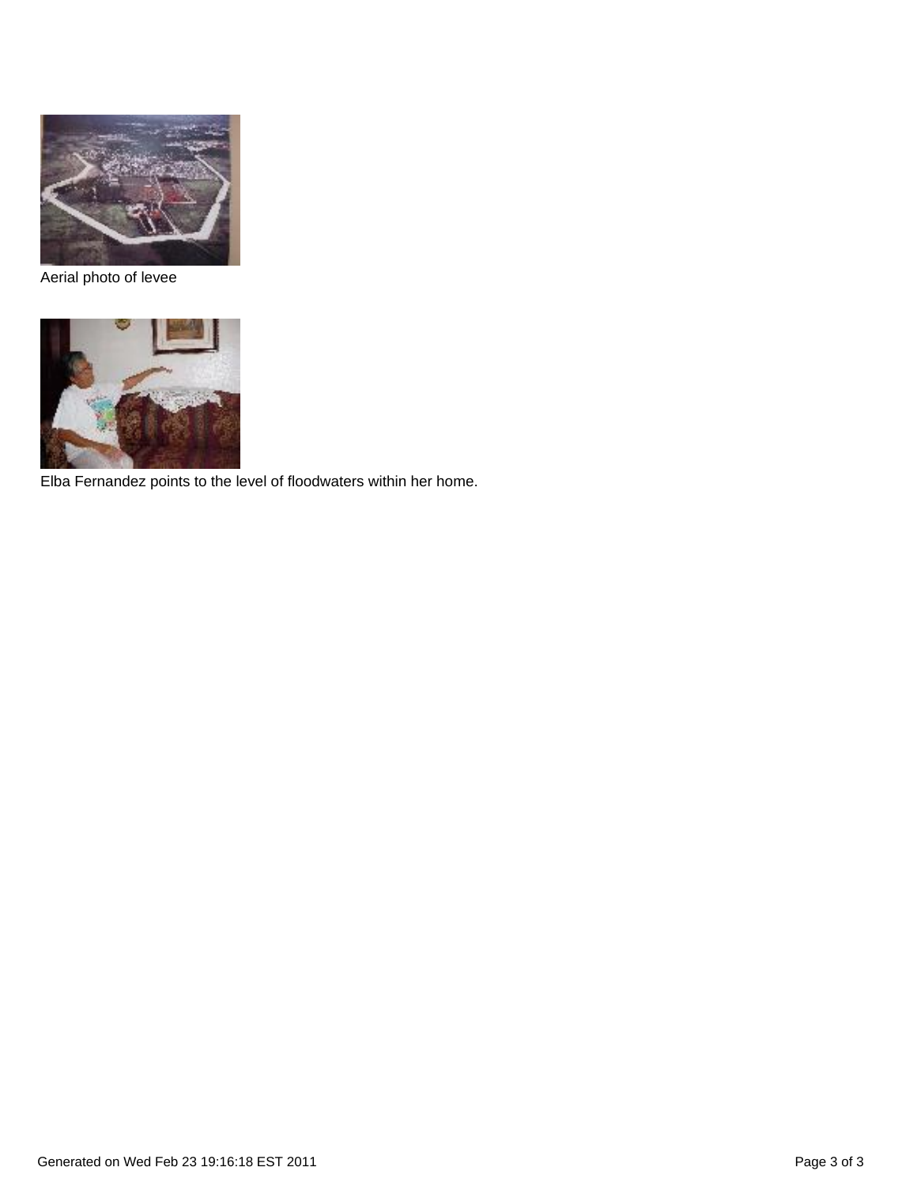Aerial photo of levee

Elba Fernandez points to the level of floodwaters within her home.